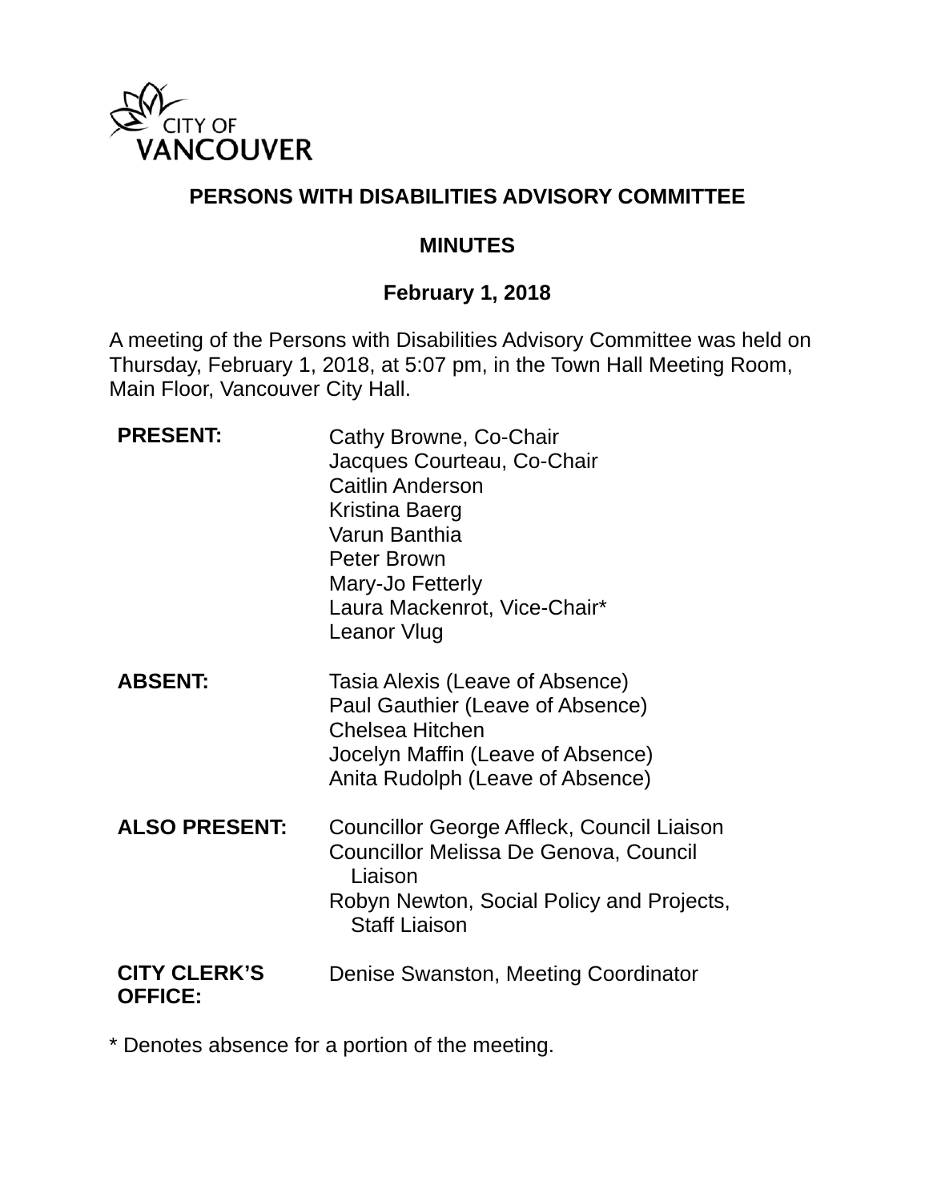CITY OF VANCOUVER

# PERSONS WITH DISABILITIES ADVISORY COMMITTEE

## MINUTES

### February 1, 2018

A meeting of the Persons with Disabilities Advisory Committee was held on Thursday, February 1, 2018, at 5:07 pm, in the Town Hall Meeting Room, Main Floor, Vancouver City Hall.

| | |
|---|---|
| **PRESENT:** | Cathy Browne, Co-Chair<br>Jacques Courteau, Co-Chair<br>Caitlin Anderson<br>Kristina Baerg<br>Varun Banthia<br>Peter Brown<br>Mary-Jo Fetterly<br>Laura Mackenrot, Vice-Chair*<br>Leanor Vlug |
| **ABSENT:** | Tasia Alexis (Leave of Absence)<br>Paul Gauthier (Leave of Absence)<br>Chelsea Hitchen<br>Jocelyn Maffin (Leave of Absence)<br>Anita Rudolph (Leave of Absence) |
| **ALSO PRESENT:** | Councillor George Affleck, Council Liaison<br>Councillor Melissa De Genova, Council Liaison<br>Robyn Newton, Social Policy and Projects, Staff Liaison |
| **CITY CLERK'S OFFICE:** | Denise Swanston, Meeting Coordinator |

* Denotes absence for a portion of the meeting.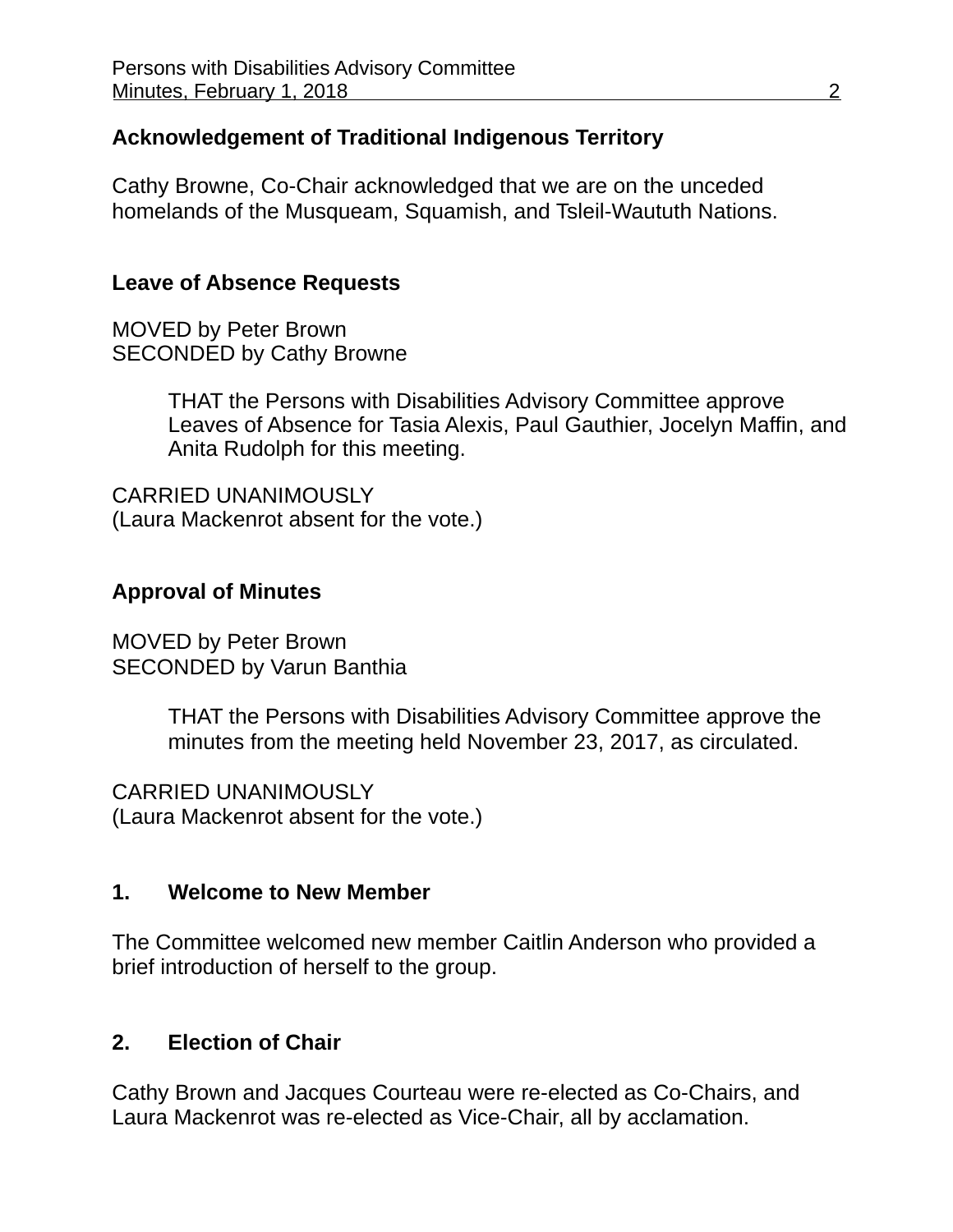**Acknowledgement of Traditional Indigenous Territory**

Cathy Browne, Co-Chair acknowledged that we are on the unceded homelands of the Musqueam, Squamish, and Tsleil-Waututh Nations.

**Leave of Absence Requests**

MOVED by Peter Brown
SECONDED by Cathy Browne

> THAT the Persons with Disabilities Advisory Committee approve Leaves of Absence for Tasia Alexis, Paul Gauthier, Jocelyn Maffin, and Anita Rudolph for this meeting.

CARRIED UNANIMOUSLY
(Laura Mackenrot absent for the vote.)

**Approval of Minutes**

MOVED by Peter Brown
SECONDED by Varun Banthia

> THAT the Persons with Disabilities Advisory Committee approve the minutes from the meeting held November 23, 2017, as circulated.

CARRIED UNANIMOUSLY
(Laura Mackenrot absent for the vote.)

**1. Welcome to New Member**

The Committee welcomed new member Caitlin Anderson who provided a brief introduction of herself to the group.

**2. Election of Chair**

Cathy Brown and Jacques Courteau were re-elected as Co-Chairs, and Laura Mackenrot was re-elected as Vice-Chair, all by acclamation.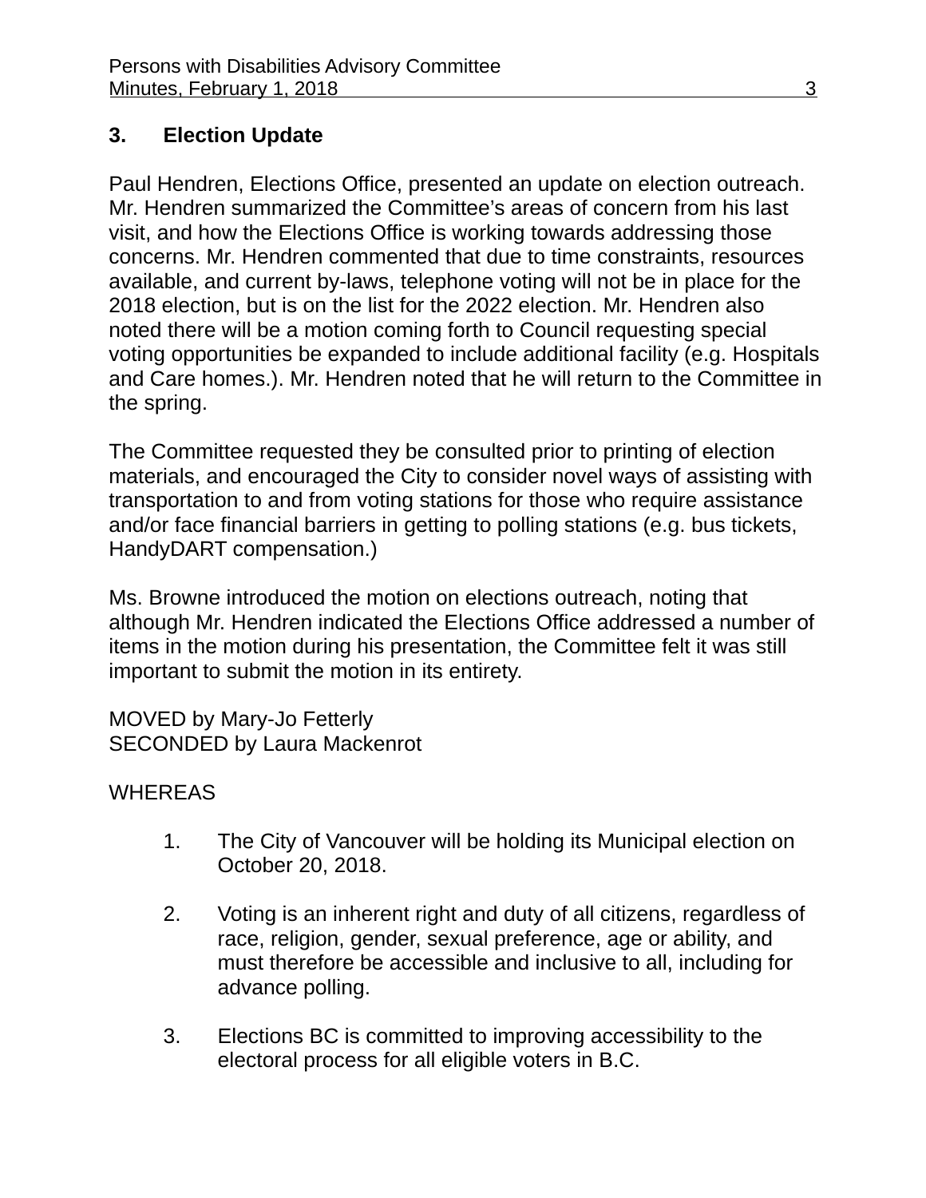## 3. Election Update

Paul Hendren, Elections Office, presented an update on election outreach. Mr. Hendren summarized the Committee's areas of concern from his last visit, and how the Elections Office is working towards addressing those concerns. Mr. Hendren commented that due to time constraints, resources available, and current by-laws, telephone voting will not be in place for the 2018 election, but is on the list for the 2022 election. Mr. Hendren also noted there will be a motion coming forth to Council requesting special voting opportunities be expanded to include additional facility (e.g. Hospitals and Care homes.). Mr. Hendren noted that he will return to the Committee in the spring.

The Committee requested they be consulted prior to printing of election materials, and encouraged the City to consider novel ways of assisting with transportation to and from voting stations for those who require assistance and/or face financial barriers in getting to polling stations (e.g. bus tickets, HandyDART compensation.)

Ms. Browne introduced the motion on elections outreach, noting that although Mr. Hendren indicated the Elections Office addressed a number of items in the motion during his presentation, the Committee felt it was still important to submit the motion in its entirety.

MOVED by Mary-Jo Fetterly
SECONDED by Laura Mackenrot

WHEREAS

1. The City of Vancouver will be holding its Municipal election on October 20, 2018.

2. Voting is an inherent right and duty of all citizens, regardless of race, religion, gender, sexual preference, age or ability, and must therefore be accessible and inclusive to all, including for advance polling.

3. Elections BC is committed to improving accessibility to the electoral process for all eligible voters in B.C.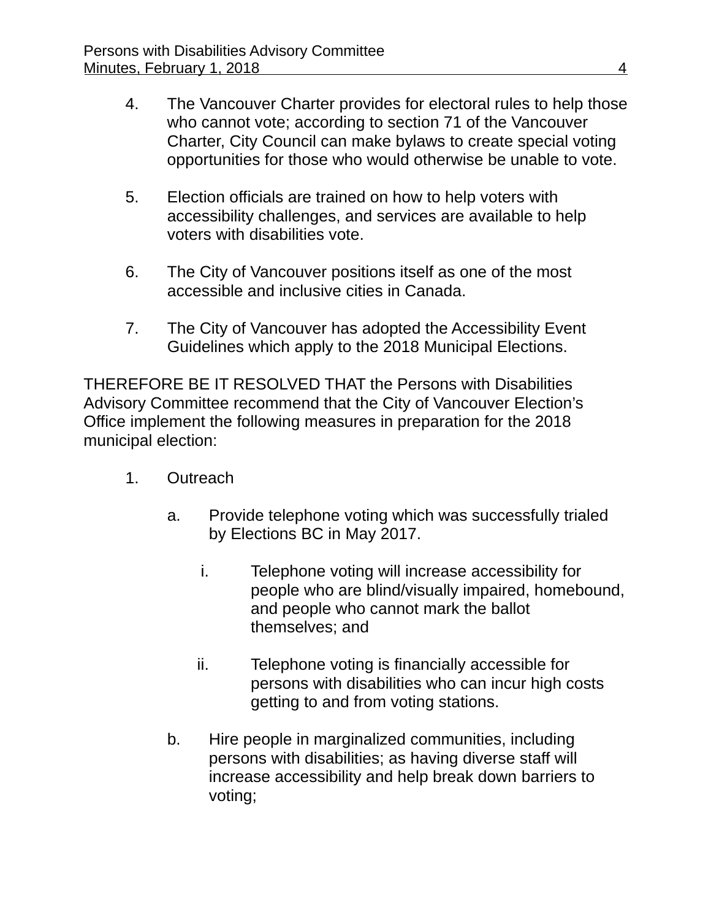4. The Vancouver Charter provides for electoral rules to help those who cannot vote; according to section 71 of the Vancouver Charter, City Council can make bylaws to create special voting opportunities for those who would otherwise be unable to vote.

5. Election officials are trained on how to help voters with accessibility challenges, and services are available to help voters with disabilities vote.

6. The City of Vancouver positions itself as one of the most accessible and inclusive cities in Canada.

7. The City of Vancouver has adopted the Accessibility Event Guidelines which apply to the 2018 Municipal Elections.

THEREFORE BE IT RESOLVED THAT the Persons with Disabilities Advisory Committee recommend that the City of Vancouver Election's Office implement the following measures in preparation for the 2018 municipal election:

1. Outreach

   a. Provide telephone voting which was successfully trialed by Elections BC in May 2017.

      i. Telephone voting will increase accessibility for people who are blind/visually impaired, homebound, and people who cannot mark the ballot themselves; and

      ii. Telephone voting is financially accessible for persons with disabilities who can incur high costs getting to and from voting stations.

   b. Hire people in marginalized communities, including persons with disabilities; as having diverse staff will increase accessibility and help break down barriers to voting;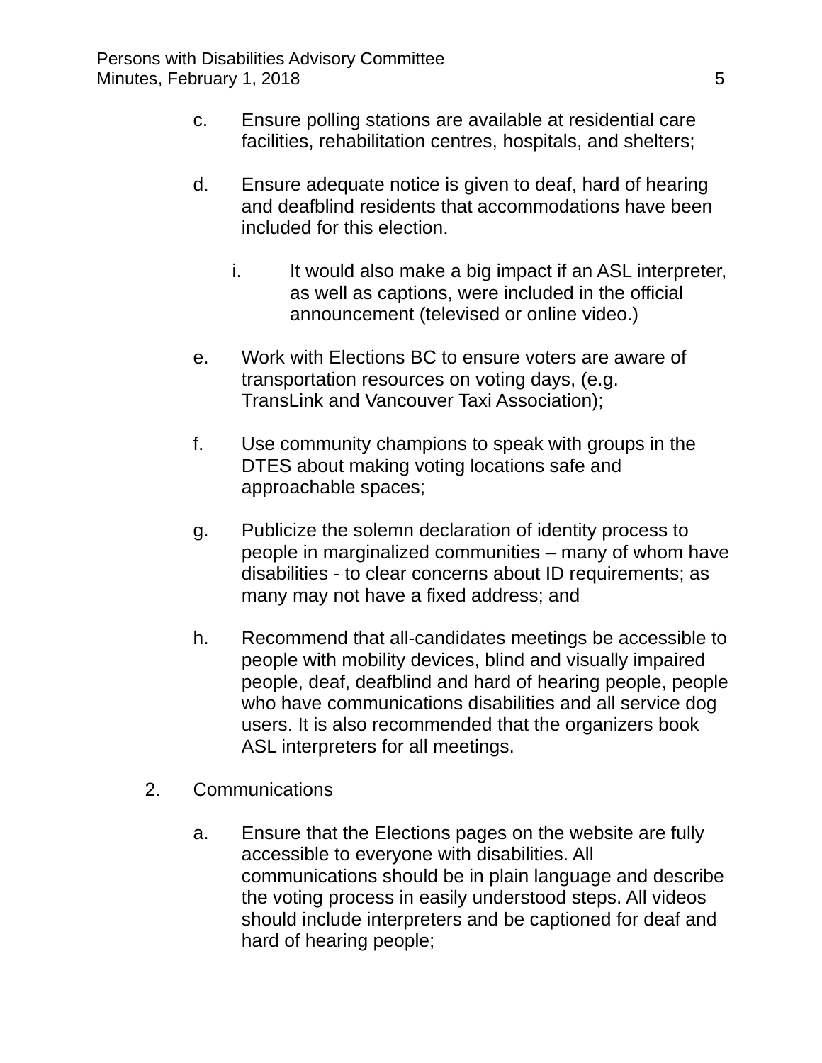c. Ensure polling stations are available at residential care facilities, rehabilitation centres, hospitals, and shelters;

d. Ensure adequate notice is given to deaf, hard of hearing and deafblind residents that accommodations have been included for this election.

   i. It would also make a big impact if an ASL interpreter, as well as captions, were included in the official announcement (televised or online video.)

e. Work with Elections BC to ensure voters are aware of transportation resources on voting days, (e.g. TransLink and Vancouver Taxi Association);

f. Use community champions to speak with groups in the DTES about making voting locations safe and approachable spaces;

g. Publicize the solemn declaration of identity process to people in marginalized communities – many of whom have disabilities - to clear concerns about ID requirements; as many may not have a fixed address; and

h. Recommend that all-candidates meetings be accessible to people with mobility devices, blind and visually impaired people, deaf, deafblind and hard of hearing people, people who have communications disabilities and all service dog users. It is also recommended that the organizers book ASL interpreters for all meetings.

2. Communications

   a. Ensure that the Elections pages on the website are fully accessible to everyone with disabilities. All communications should be in plain language and describe the voting process in easily understood steps. All videos should include interpreters and be captioned for deaf and hard of hearing people;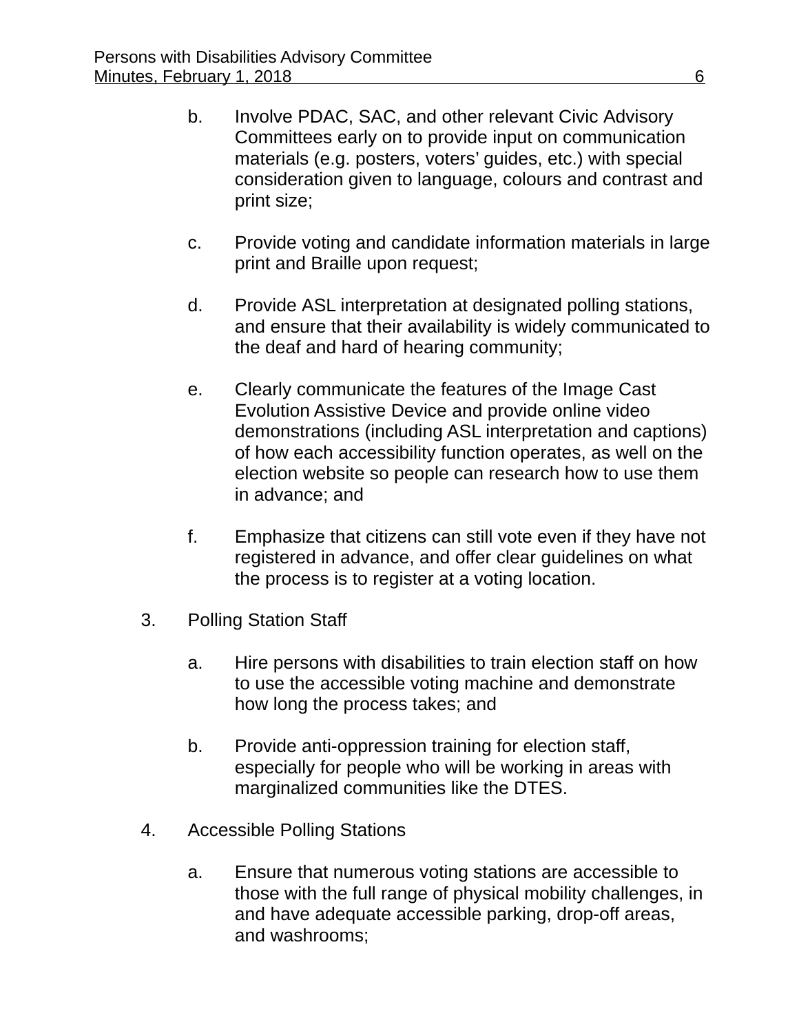b. Involve PDAC, SAC, and other relevant Civic Advisory Committees early on to provide input on communication materials (e.g. posters, voters' guides, etc.) with special consideration given to language, colours and contrast and print size;

c. Provide voting and candidate information materials in large print and Braille upon request;

d. Provide ASL interpretation at designated polling stations, and ensure that their availability is widely communicated to the deaf and hard of hearing community;

e. Clearly communicate the features of the Image Cast Evolution Assistive Device and provide online video demonstrations (including ASL interpretation and captions) of how each accessibility function operates, as well on the election website so people can research how to use them in advance; and

f. Emphasize that citizens can still vote even if they have not registered in advance, and offer clear guidelines on what the process is to register at a voting location.

3. Polling Station Staff

a. Hire persons with disabilities to train election staff on how to use the accessible voting machine and demonstrate how long the process takes; and

b. Provide anti-oppression training for election staff, especially for people who will be working in areas with marginalized communities like the DTES.

4. Accessible Polling Stations

a. Ensure that numerous voting stations are accessible to those with the full range of physical mobility challenges, in and have adequate accessible parking, drop-off areas, and washrooms;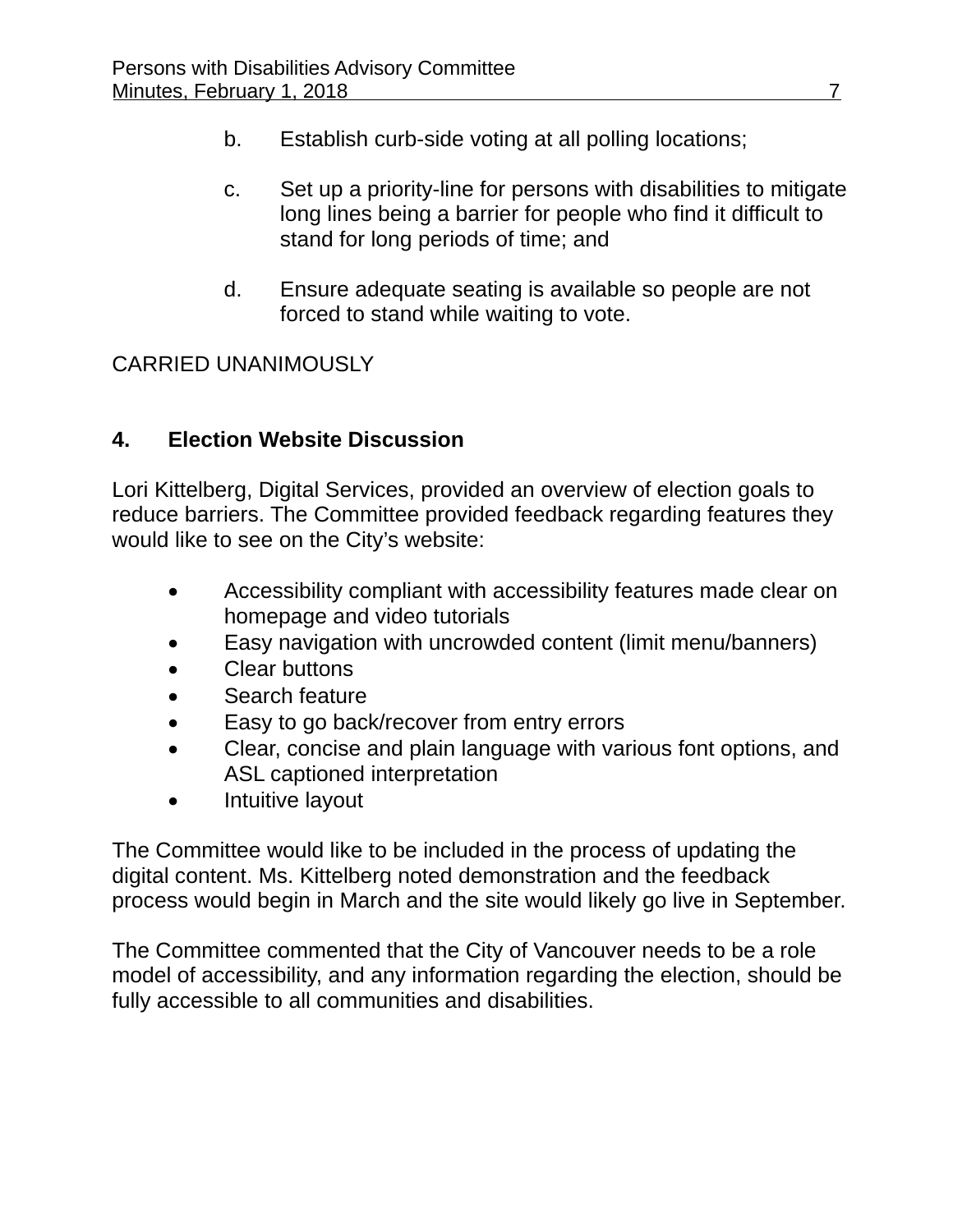b. Establish curb-side voting at all polling locations;

c. Set up a priority-line for persons with disabilities to mitigate long lines being a barrier for people who find it difficult to stand for long periods of time; and

d. Ensure adequate seating is available so people are not forced to stand while waiting to vote.

CARRIED UNANIMOUSLY

## 4. Election Website Discussion

Lori Kittelberg, Digital Services, provided an overview of election goals to reduce barriers. The Committee provided feedback regarding features they would like to see on the City's website:

- Accessibility compliant with accessibility features made clear on homepage and video tutorials
- Easy navigation with uncrowded content (limit menu/banners)
- Clear buttons
- Search feature
- Easy to go back/recover from entry errors
- Clear, concise and plain language with various font options, and ASL captioned interpretation
- Intuitive layout

The Committee would like to be included in the process of updating the digital content. Ms. Kittelberg noted demonstration and the feedback process would begin in March and the site would likely go live in September.

The Committee commented that the City of Vancouver needs to be a role model of accessibility, and any information regarding the election, should be fully accessible to all communities and disabilities.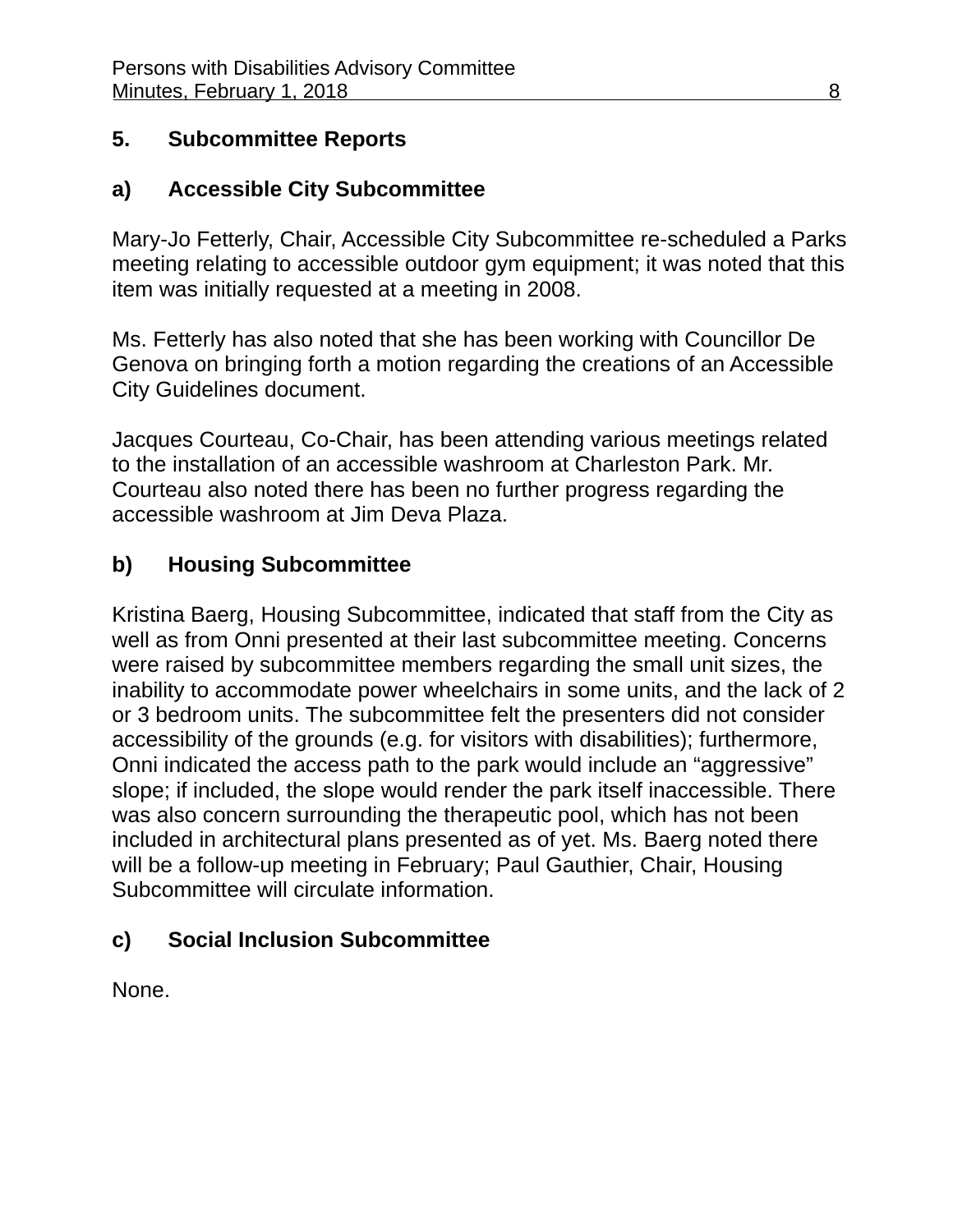## 5. Subcommittee Reports

### a) Accessible City Subcommittee

Mary-Jo Fetterly, Chair, Accessible City Subcommittee re-scheduled a Parks meeting relating to accessible outdoor gym equipment; it was noted that this item was initially requested at a meeting in 2008.

Ms. Fetterly has also noted that she has been working with Councillor De Genova on bringing forth a motion regarding the creations of an Accessible City Guidelines document.

Jacques Courteau, Co-Chair, has been attending various meetings related to the installation of an accessible washroom at Charleston Park. Mr. Courteau also noted there has been no further progress regarding the accessible washroom at Jim Deva Plaza.

### b) Housing Subcommittee

Kristina Baerg, Housing Subcommittee, indicated that staff from the City as well as from Onni presented at their last subcommittee meeting. Concerns were raised by subcommittee members regarding the small unit sizes, the inability to accommodate power wheelchairs in some units, and the lack of 2 or 3 bedroom units. The subcommittee felt the presenters did not consider accessibility of the grounds (e.g. for visitors with disabilities); furthermore, Onni indicated the access path to the park would include an "aggressive" slope; if included, the slope would render the park itself inaccessible. There was also concern surrounding the therapeutic pool, which has not been included in architectural plans presented as of yet. Ms. Baerg noted there will be a follow-up meeting in February; Paul Gauthier, Chair, Housing Subcommittee will circulate information.

### c) Social Inclusion Subcommittee

None.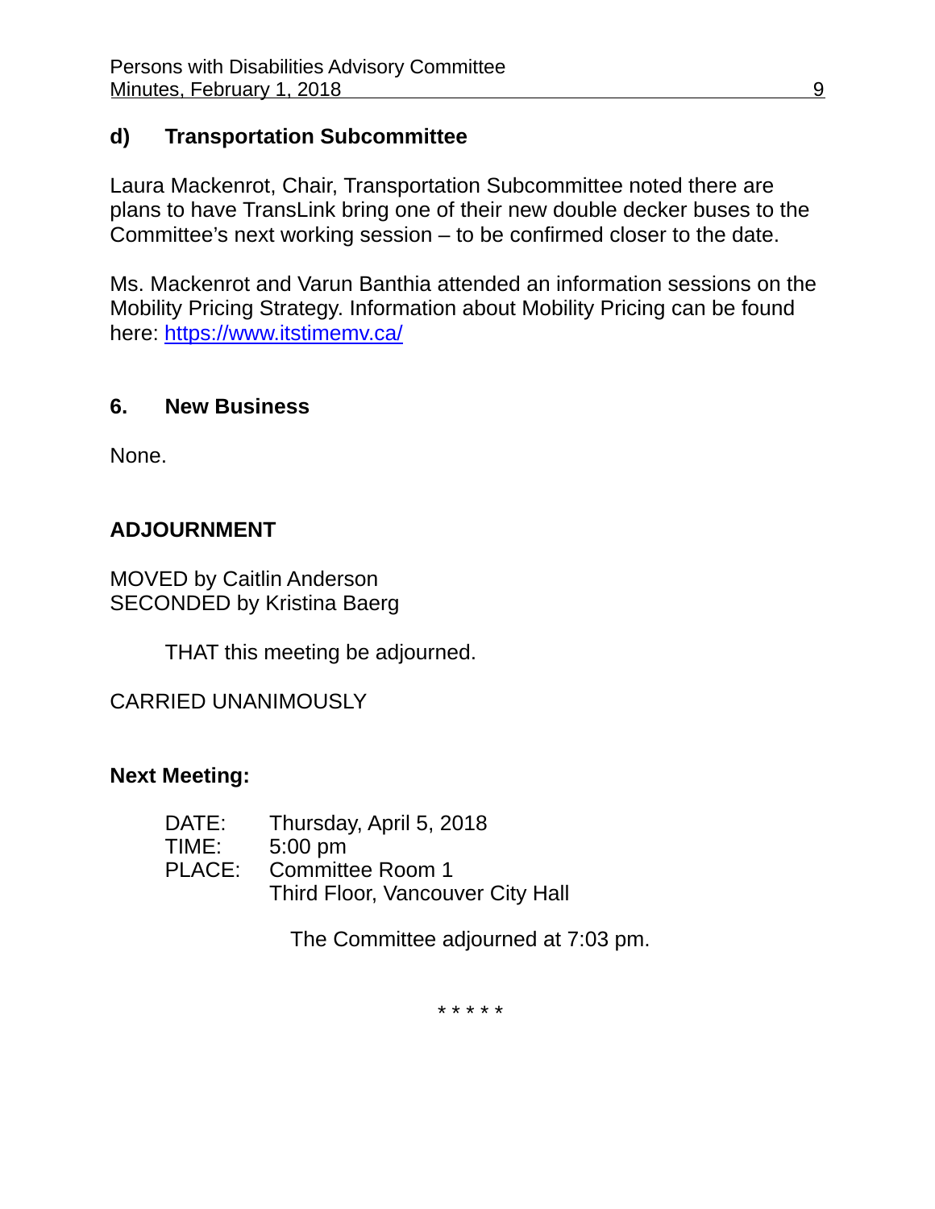### d) Transportation Subcommittee

Laura Mackenrot, Chair, Transportation Subcommittee noted there are plans to have TransLink bring one of their new double decker buses to the Committee's next working session – to be confirmed closer to the date.

Ms. Mackenrot and Varun Banthia attended an information sessions on the Mobility Pricing Strategy. Information about Mobility Pricing can be found here: https://www.itstimemv.ca/

## 6. New Business

None.

## ADJOURNMENT

MOVED by Caitlin Anderson
SECONDED by Kristina Baerg

THAT this meeting be adjourned.

CARRIED UNANIMOUSLY

**Next Meeting:**

DATE: Thursday, April 5, 2018
TIME: 5:00 pm
PLACE: Committee Room 1
Third Floor, Vancouver City Hall

The Committee adjourned at 7:03 pm.

* * * * *